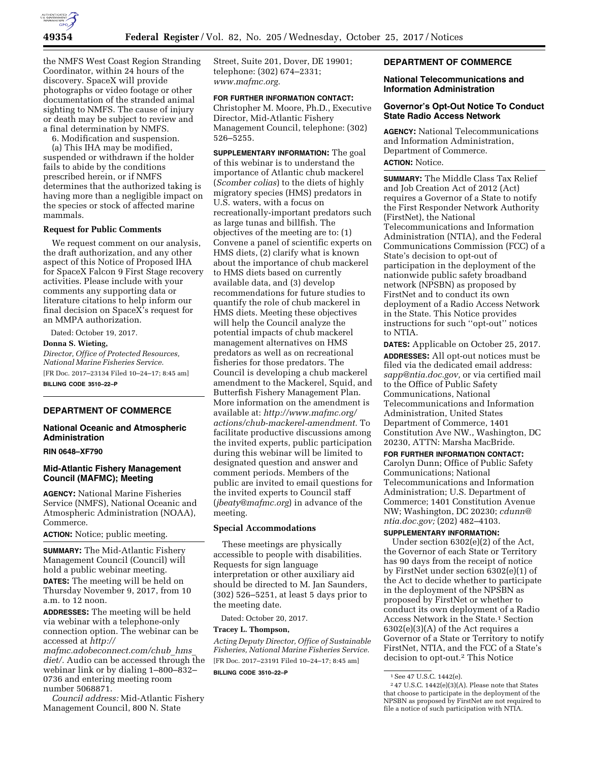the NMFS West Coast Region Stranding Coordinator, within 24 hours of the discovery. SpaceX will provide photographs or video footage or other documentation of the stranded animal sighting to NMFS. The cause of injury or death may be subject to review and a final determination by NMFS.

6. Modification and suspension.

(a) This IHA may be modified, suspended or withdrawn if the holder fails to abide by the conditions prescribed herein, or if NMFS determines that the authorized taking is having more than a negligible impact on the species or stock of affected marine mammals.

### Request for Public Comments

We request comment on our analysis, the draft authorization, and any other aspect of this Notice of Proposed IHA for SpaceX Falcon 9 First Stage recovery activities. Please include with your comments any supporting data or literature citations to help inform our final decision on SpaceX's request for an MMPA authorization.

Dated: October 19, 2017.

**Donna S. Wieting,**

*Director, Office of Protected Resources, National Marine Fisheries Service.*

[FR Doc. 2017–23134 Filed 10–24–17; 8:45 am]

**BILLING CODE 3510–22–P**

---

## DEPARTMENT OF COMMERCE

### National Oceanic and Atmospheric Administration

**RIN 0648–XF790**

### Mid-Atlantic Fishery Management Council (MAFMC); Meeting

**AGENCY:** National Marine Fisheries Service (NMFS), National Oceanic and Atmospheric Administration (NOAA), Commerce.

**ACTION:** Notice; public meeting.

**SUMMARY:** The Mid-Atlantic Fishery Management Council (Council) will hold a public webinar meeting.

**DATES:** The meeting will be held on Thursday November 9, 2017, from 10 a.m. to 12 noon.

**ADDRESSES:** The meeting will be held via webinar with a telephone-only connection option. The webinar can be accessed at *http://mafmc.adobeconnect.com/chub_hms_diet/*. Audio can be accessed through the webinar link or by dialing 1–800–832–0736 and entering meeting room number 5068871.

*Council address:* Mid-Atlantic Fishery Management Council, 800 N. State Street, Suite 201, Dover, DE 19901; telephone: (302) 674–2331; *www.mafmc.org*.

**FOR FURTHER INFORMATION CONTACT:** Christopher M. Moore, Ph.D., Executive Director, Mid-Atlantic Fishery Management Council, telephone: (302) 526–5255.

**SUPPLEMENTARY INFORMATION:** The goal of this webinar is to understand the importance of Atlantic chub mackerel (*Scomber colias*) to the diets of highly migratory species (HMS) predators in U.S. waters, with a focus on recreationally-important predators such as large tunas and billfish. The objectives of the meeting are to: (1) Convene a panel of scientific experts on HMS diets, (2) clarify what is known about the importance of chub mackerel to HMS diets based on currently available data, and (3) develop recommendations for future studies to quantify the role of chub mackerel in HMS diets. Meeting these objectives will help the Council analyze the potential impacts of chub mackerel management alternatives on HMS predators as well as on recreational fisheries for those predators. The Council is developing a chub mackerel amendment to the Mackerel, Squid, and Butterfish Fishery Management Plan. More information on the amendment is available at: *http://www.mafmc.org/actions/chub-mackerel-amendment*. To facilitate productive discussions among the invited experts, public participation during this webinar will be limited to designated question and answer and comment periods. Members of the public are invited to email questions for the invited experts to Council staff (*jbeaty@mafmc.org*) in advance of the meeting.

### Special Accommodations

These meetings are physically accessible to people with disabilities. Requests for sign language interpretation or other auxiliary aid should be directed to M. Jan Saunders, (302) 526–5251, at least 5 days prior to the meeting date.

Dated: October 20, 2017.

**Tracey L. Thompson,**

*Acting Deputy Director, Office of Sustainable Fisheries, National Marine Fisheries Service.*

[FR Doc. 2017–23191 Filed 10–24–17; 8:45 am]

**BILLING CODE 3510–22–P**

---

## DEPARTMENT OF COMMERCE

### National Telecommunications and Information Administration

### Governor's Opt-Out Notice To Conduct State Radio Access Network

**AGENCY:** National Telecommunications and Information Administration, Department of Commerce.

**ACTION:** Notice.

**SUMMARY:** The Middle Class Tax Relief and Job Creation Act of 2012 (Act) requires a Governor of a State to notify the First Responder Network Authority (FirstNet), the National Telecommunications and Information Administration (NTIA), and the Federal Communications Commission (FCC) of a State's decision to opt-out of participation in the deployment of the nationwide public safety broadband network (NPSBN) as proposed by FirstNet and to conduct its own deployment of a Radio Access Network in the State. This Notice provides instructions for such "opt-out" notices to NTIA.

**DATES:** Applicable on October 25, 2017.

**ADDRESSES:** All opt-out notices must be filed via the dedicated email address: *sapp@ntia.doc.gov,* or via certified mail to the Office of Public Safety Communications, National Telecommunications and Information Administration, United States Department of Commerce, 1401 Constitution Ave NW., Washington, DC 20230, ATTN: Marsha MacBride.

**FOR FURTHER INFORMATION CONTACT:** Carolyn Dunn; Office of Public Safety Communications; National Telecommunications and Information Administration; U.S. Department of Commerce; 1401 Constitution Avenue NW; Washington, DC 20230; *cdunn@ntia.doc.gov;* (202) 482–4103.

**SUPPLEMENTARY INFORMATION:**

Under section 6302(e)(2) of the Act, the Governor of each State or Territory has 90 days from the receipt of notice by FirstNet under section 6302(e)(1) of the Act to decide whether to participate in the deployment of the NPSBN as proposed by FirstNet or whether to conduct its own deployment of a Radio Access Network in the State.[1] Section 6302(e)(3)(A) of the Act requires a Governor of a State or Territory to notify FirstNet, NTIA, and the FCC of a State's decision to opt-out.[2] This Notice

[1] See 47 U.S.C. 1442(e).

[2] 47 U.S.C. 1442(e)(3)(A). Please note that States that choose to participate in the deployment of the NPSBN as proposed by FirstNet are not required to file a notice of such participation with NTIA.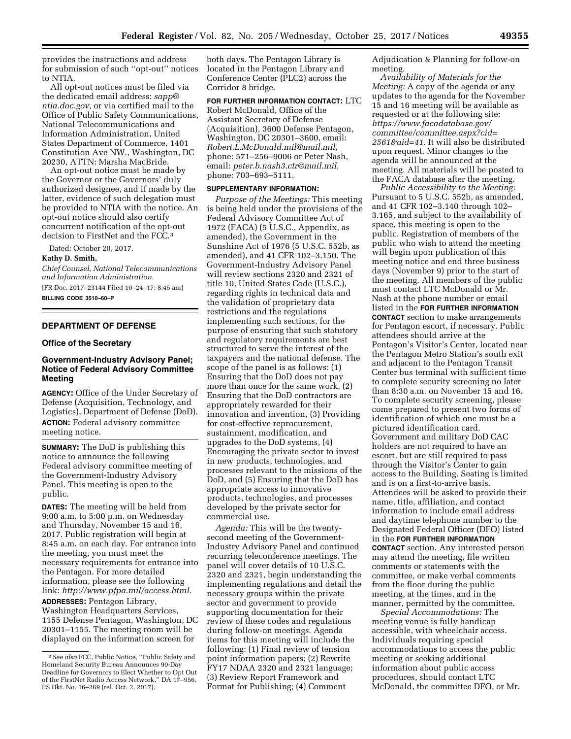provides the instructions and address for submission of such "opt-out" notices to NTIA.

All opt-out notices must be filed via the dedicated email address: *sapp@ntia.doc.gov,* or via certified mail to the Office of Public Safety Communications, National Telecommunications and Information Administration, United States Department of Commerce, 1401 Constitution Ave NW., Washington, DC 20230, ATTN: Marsha MacBride.

An opt-out notice must be made by the Governor or the Governors' duly authorized designee, and if made by the latter, evidence of such delegation must be provided to NTIA with the notice. An opt-out notice should also certify concurrent notification of the opt-out decision to FirstNet and the FCC.[3]

Dated: October 20, 2017.

**Kathy D. Smith,**

*Chief Counsel, National Telecommunications and Information Administration.*

[FR Doc. 2017–23144 Filed 10–24–17; 8:45 am]

**BILLING CODE 3510–60–P**

[3] *See also* FCC, Public Notice, "Public Safety and Homeland Security Bureau Announces 90-Day Deadline for Governors to Elect Whether to Opt Out of the FirstNet Radio Access Network," DA 17–956, PS Dkt. No. 16–269 (rel. Oct. 2, 2017).

---

## DEPARTMENT OF DEFENSE

### Office of the Secretary

### Government-Industry Advisory Panel; Notice of Federal Advisory Committee Meeting

**AGENCY:** Office of the Under Secretary of Defense (Acquisition, Technology, and Logistics), Department of Defense (DoD).

**ACTION:** Federal advisory committee meeting notice.

**SUMMARY:** The DoD is publishing this notice to announce the following Federal advisory committee meeting of the Government-Industry Advisory Panel. This meeting is open to the public.

**DATES:** The meeting will be held from 9:00 a.m. to 5:00 p.m. on Wednesday and Thursday, November 15 and 16, 2017. Public registration will begin at 8:45 a.m. on each day. For entrance into the meeting, you must meet the necessary requirements for entrance into the Pentagon. For more detailed information, please see the following link: *http://www.pfpa.mil/access.html.*

**ADDRESSES:** Pentagon Library, Washington Headquarters Services, 1155 Defense Pentagon, Washington, DC 20301–1155. The meeting room will be displayed on the information screen for both days. The Pentagon Library is located in the Pentagon Library and Conference Center (PLC2) across the Corridor 8 bridge.

**FOR FURTHER INFORMATION CONTACT:** LTC Robert McDonald, Office of the Assistant Secretary of Defense (Acquisition), 3600 Defense Pentagon, Washington, DC 20301–3600, email: *Robert.L.McDonald.mil@mail.mil,* phone: 571–256–9006 or Peter Nash, email: *peter.b.nash3.ctr@mail.mil,* phone: 703–693–5111.

**SUPPLEMENTARY INFORMATION:**

*Purpose of the Meetings:* This meeting is being held under the provisions of the Federal Advisory Committee Act of 1972 (FACA) (5 U.S.C., Appendix, as amended), the Government in the Sunshine Act of 1976 (5 U.S.C. 552b, as amended), and 41 CFR 102–3.150. The Government-Industry Advisory Panel will review sections 2320 and 2321 of title 10, United States Code (U.S.C.), regarding rights in technical data and the validation of proprietary data restrictions and the regulations implementing such sections, for the purpose of ensuring that such statutory and regulatory requirements are best structured to serve the interest of the taxpayers and the national defense. The scope of the panel is as follows: (1) Ensuring that the DoD does not pay more than once for the same work, (2) Ensuring that the DoD contractors are appropriately rewarded for their innovation and invention, (3) Providing for cost-effective reprocurement, sustainment, modification, and upgrades to the DoD systems, (4) Encouraging the private sector to invest in new products, technologies, and processes relevant to the missions of the DoD, and (5) Ensuring that the DoD has appropriate access to innovative products, technologies, and processes developed by the private sector for commercial use.

*Agenda:* This will be the twenty-second meeting of the Government-Industry Advisory Panel and continued recurring teleconference meetings. The panel will cover details of 10 U.S.C. 2320 and 2321, begin understanding the implementing regulations and detail the necessary groups within the private sector and government to provide supporting documentation for their review of these codes and regulations during follow-on meetings. Agenda items for this meeting will include the following: (1) Final review of tension point information papers; (2) Rewrite FY17 NDAA 2320 and 2321 language; (3) Review Report Framework and Format for Publishing; (4) Comment Adjudication & Planning for follow-on meeting.

*Availability of Materials for the Meeting:* A copy of the agenda or any updates to the agenda for the November 15 and 16 meeting will be available as requested or at the following site: *https://www.facadatabase.gov/committee/committee.aspx?cid=2561&aid=41.* It will also be distributed upon request. Minor changes to the agenda will be announced at the meeting. All materials will be posted to the FACA database after the meeting.

*Public Accessibility to the Meeting:* Pursuant to 5 U.S.C. 552b, as amended, and 41 CFR 102–3.140 through 102–3.165, and subject to the availability of space, this meeting is open to the public. Registration of members of the public who wish to attend the meeting will begin upon publication of this meeting notice and end three business days (November 9) prior to the start of the meeting. All members of the public must contact LTC McDonald or Mr. Nash at the phone number or email listed in the **FOR FURTHER INFORMATION CONTACT** section to make arrangements for Pentagon escort, if necessary. Public attendees should arrive at the Pentagon's Visitor's Center, located near the Pentagon Metro Station's south exit and adjacent to the Pentagon Transit Center bus terminal with sufficient time to complete security screening no later than 8:30 a.m. on November 15 and 16. To complete security screening, please come prepared to present two forms of identification of which one must be a pictured identification card. Government and military DoD CAC holders are not required to have an escort, but are still required to pass through the Visitor's Center to gain access to the Building. Seating is limited and is on a first-to-arrive basis. Attendees will be asked to provide their name, title, affiliation, and contact information to include email address and daytime telephone number to the Designated Federal Officer (DFO) listed in the **FOR FURTHER INFORMATION CONTACT** section. Any interested person may attend the meeting, file written comments or statements with the committee, or make verbal comments from the floor during the public meeting, at the times, and in the manner, permitted by the committee.

*Special Accommodations:* The meeting venue is fully handicap accessible, with wheelchair access. Individuals requiring special accommodations to access the public meeting or seeking additional information about public access procedures, should contact LTC McDonald, the committee DFO, or Mr.